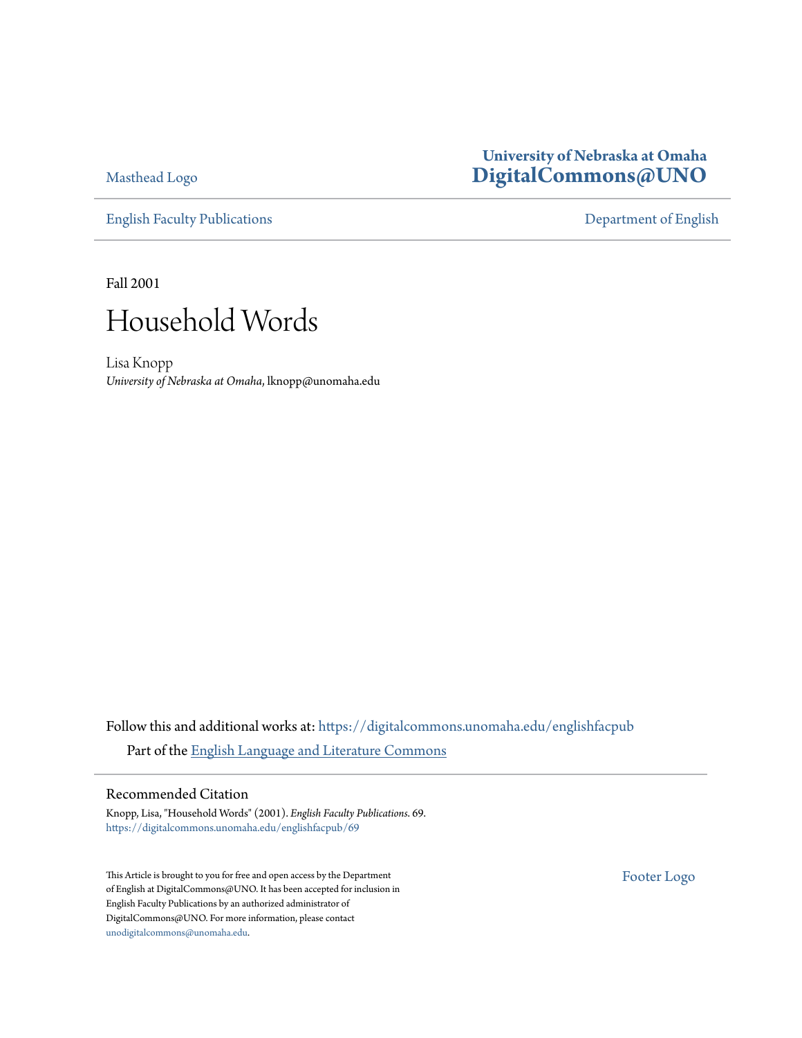Masthead Logo

**University of Nebraska at Omaha**
**DigitalCommons@UNO**

English Faculty Publications

Department of English

Fall 2001

# Household Words

Lisa Knopp
*University of Nebraska at Omaha*, lknopp@unomaha.edu

Follow this and additional works at: https://digitalcommons.unomaha.edu/englishfacpub

Part of the English Language and Literature Commons

## Recommended Citation

Knopp, Lisa, "Household Words" (2001). *English Faculty Publications*. 69.
https://digitalcommons.unomaha.edu/englishfacpub/69

This Article is brought to you for free and open access by the Department of English at DigitalCommons@UNO. It has been accepted for inclusion in English Faculty Publications by an authorized administrator of DigitalCommons@UNO. For more information, please contact unodigitalcommons@unomaha.edu.

Footer Logo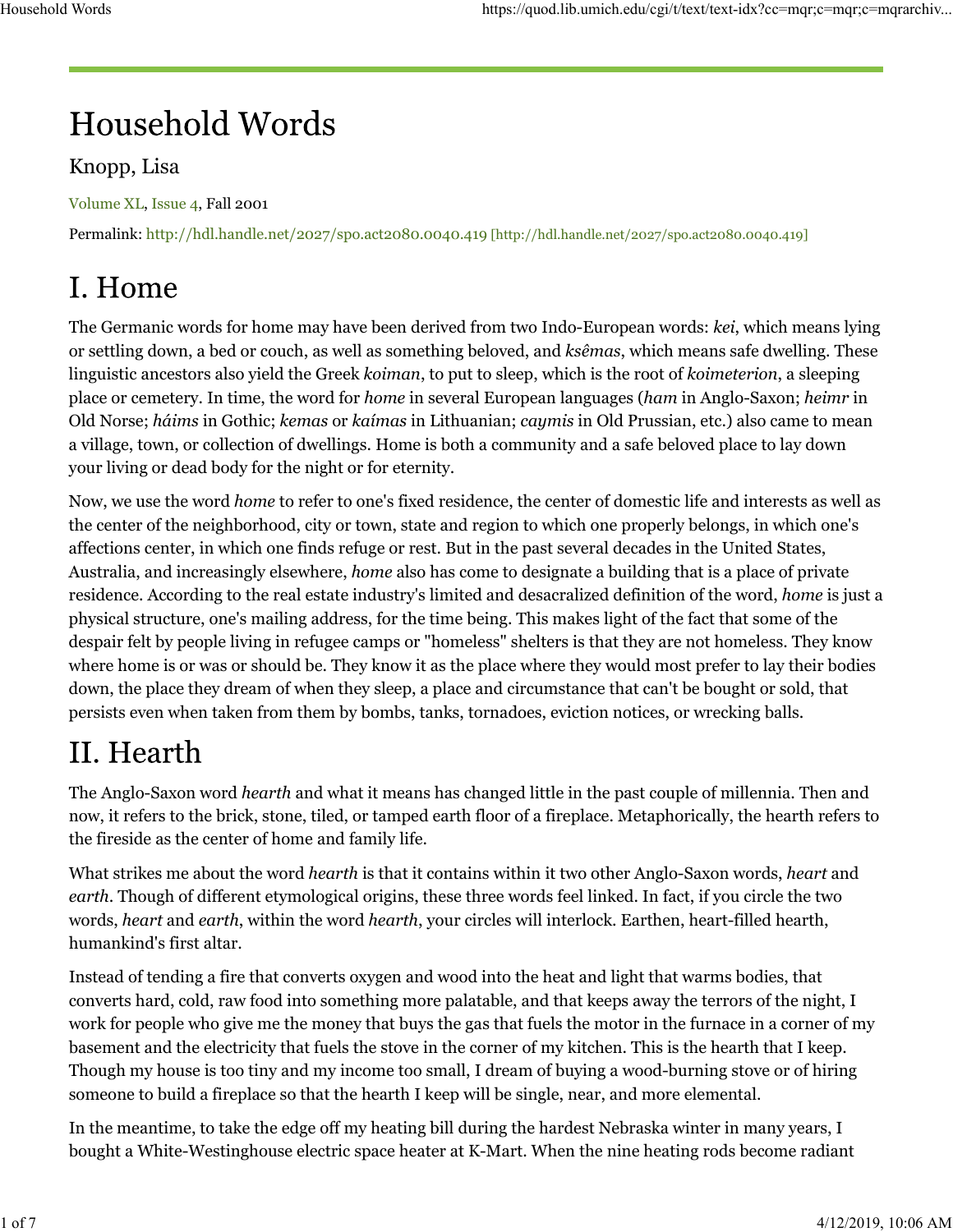# Household Words

Knopp, Lisa

Volume XL, Issue 4, Fall 2001

Permalink: http://hdl.handle.net/2027/spo.act2080.0040.419 [http://hdl.handle.net/2027/spo.act2080.0040.419]

## I. Home

The Germanic words for home may have been derived from two Indo-European words: *kei*, which means lying or settling down, a bed or couch, as well as something beloved, and *ksêmas*, which means safe dwelling. These linguistic ancestors also yield the Greek *koiman*, to put to sleep, which is the root of *koimeterion*, a sleeping place or cemetery. In time, the word for *home* in several European languages (*ham* in Anglo-Saxon; *heimr* in Old Norse; *háims* in Gothic; *kemas* or *kaímas* in Lithuanian; *caymis* in Old Prussian, etc.) also came to mean a village, town, or collection of dwellings. Home is both a community and a safe beloved place to lay down your living or dead body for the night or for eternity.

Now, we use the word *home* to refer to one's fixed residence, the center of domestic life and interests as well as the center of the neighborhood, city or town, state and region to which one properly belongs, in which one's affections center, in which one finds refuge or rest. But in the past several decades in the United States, Australia, and increasingly elsewhere, *home* also has come to designate a building that is a place of private residence. According to the real estate industry's limited and desacralized definition of the word, *home* is just a physical structure, one's mailing address, for the time being. This makes light of the fact that some of the despair felt by people living in refugee camps or "homeless" shelters is that they are not homeless. They know where home is or was or should be. They know it as the place where they would most prefer to lay their bodies down, the place they dream of when they sleep, a place and circumstance that can't be bought or sold, that persists even when taken from them by bombs, tanks, tornadoes, eviction notices, or wrecking balls.

## II. Hearth

The Anglo-Saxon word *hearth* and what it means has changed little in the past couple of millennia. Then and now, it refers to the brick, stone, tiled, or tamped earth floor of a fireplace. Metaphorically, the hearth refers to the fireside as the center of home and family life.

What strikes me about the word *hearth* is that it contains within it two other Anglo-Saxon words, *heart* and *earth*. Though of different etymological origins, these three words feel linked. In fact, if you circle the two words, *heart* and *earth*, within the word *hearth*, your circles will interlock. Earthen, heart-filled hearth, humankind's first altar.

Instead of tending a fire that converts oxygen and wood into the heat and light that warms bodies, that converts hard, cold, raw food into something more palatable, and that keeps away the terrors of the night, I work for people who give me the money that buys the gas that fuels the motor in the furnace in a corner of my basement and the electricity that fuels the stove in the corner of my kitchen. This is the hearth that I keep. Though my house is too tiny and my income too small, I dream of buying a wood-burning stove or of hiring someone to build a fireplace so that the hearth I keep will be single, near, and more elemental.

In the meantime, to take the edge off my heating bill during the hardest Nebraska winter in many years, I bought a White-Westinghouse electric space heater at K-Mart. When the nine heating rods become radiant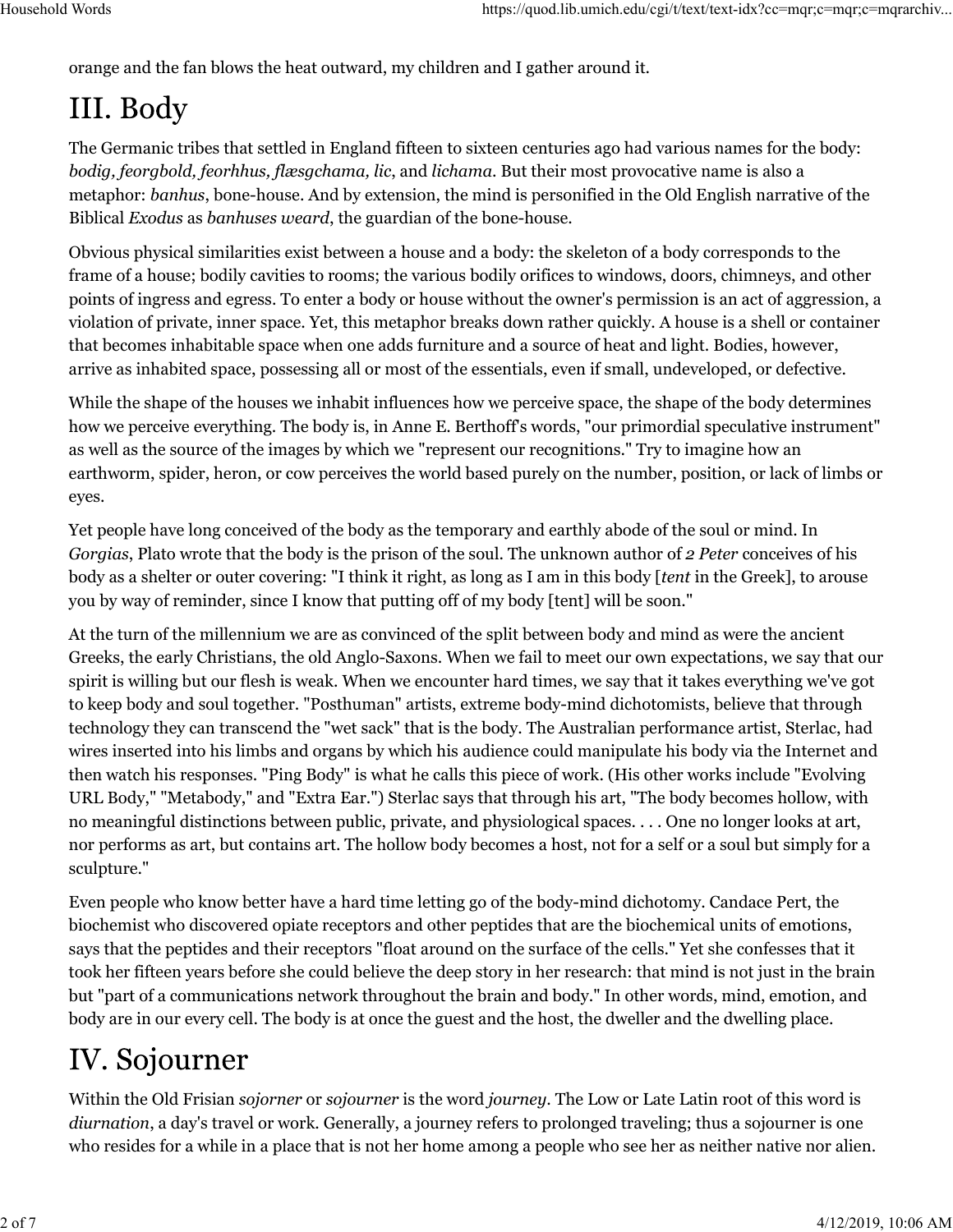orange and the fan blows the heat outward, my children and I gather around it.

# III. Body

The Germanic tribes that settled in England fifteen to sixteen centuries ago had various names for the body: *bodig, feorgbold, feorhhus, flæsgchama, lic*, and *lichama*. But their most provocative name is also a metaphor: *banhus*, bone-house. And by extension, the mind is personified in the Old English narrative of the Biblical *Exodus* as *banhuses weard*, the guardian of the bone-house.

Obvious physical similarities exist between a house and a body: the skeleton of a body corresponds to the frame of a house; bodily cavities to rooms; the various bodily orifices to windows, doors, chimneys, and other points of ingress and egress. To enter a body or house without the owner's permission is an act of aggression, a violation of private, inner space. Yet, this metaphor breaks down rather quickly. A house is a shell or container that becomes inhabitable space when one adds furniture and a source of heat and light. Bodies, however, arrive as inhabited space, possessing all or most of the essentials, even if small, undeveloped, or defective.

While the shape of the houses we inhabit influences how we perceive space, the shape of the body determines how we perceive everything. The body is, in Anne E. Berthoff's words, "our primordial speculative instrument" as well as the source of the images by which we "represent our recognitions." Try to imagine how an earthworm, spider, heron, or cow perceives the world based purely on the number, position, or lack of limbs or eyes.

Yet people have long conceived of the body as the temporary and earthly abode of the soul or mind. In *Gorgias*, Plato wrote that the body is the prison of the soul. The unknown author of *2 Peter* conceives of his body as a shelter or outer covering: "I think it right, as long as I am in this body [*tent* in the Greek], to arouse you by way of reminder, since I know that putting off of my body [tent] will be soon."

At the turn of the millennium we are as convinced of the split between body and mind as were the ancient Greeks, the early Christians, the old Anglo-Saxons. When we fail to meet our own expectations, we say that our spirit is willing but our flesh is weak. When we encounter hard times, we say that it takes everything we've got to keep body and soul together. "Posthuman" artists, extreme body-mind dichotomists, believe that through technology they can transcend the "wet sack" that is the body. The Australian performance artist, Sterlac, had wires inserted into his limbs and organs by which his audience could manipulate his body via the Internet and then watch his responses. "Ping Body" is what he calls this piece of work. (His other works include "Evolving URL Body," "Metabody," and "Extra Ear.") Sterlac says that through his art, "The body becomes hollow, with no meaningful distinctions between public, private, and physiological spaces. . . . One no longer looks at art, nor performs as art, but contains art. The hollow body becomes a host, not for a self or a soul but simply for a sculpture."

Even people who know better have a hard time letting go of the body-mind dichotomy. Candace Pert, the biochemist who discovered opiate receptors and other peptides that are the biochemical units of emotions, says that the peptides and their receptors "float around on the surface of the cells." Yet she confesses that it took her fifteen years before she could believe the deep story in her research: that mind is not just in the brain but "part of a communications network throughout the brain and body." In other words, mind, emotion, and body are in our every cell. The body is at once the guest and the host, the dweller and the dwelling place.

# IV. Sojourner

Within the Old Frisian *sojorner* or *sojourner* is the word *journey*. The Low or Late Latin root of this word is *diurnation*, a day's travel or work. Generally, a journey refers to prolonged traveling; thus a sojourner is one who resides for a while in a place that is not her home among a people who see her as neither native nor alien.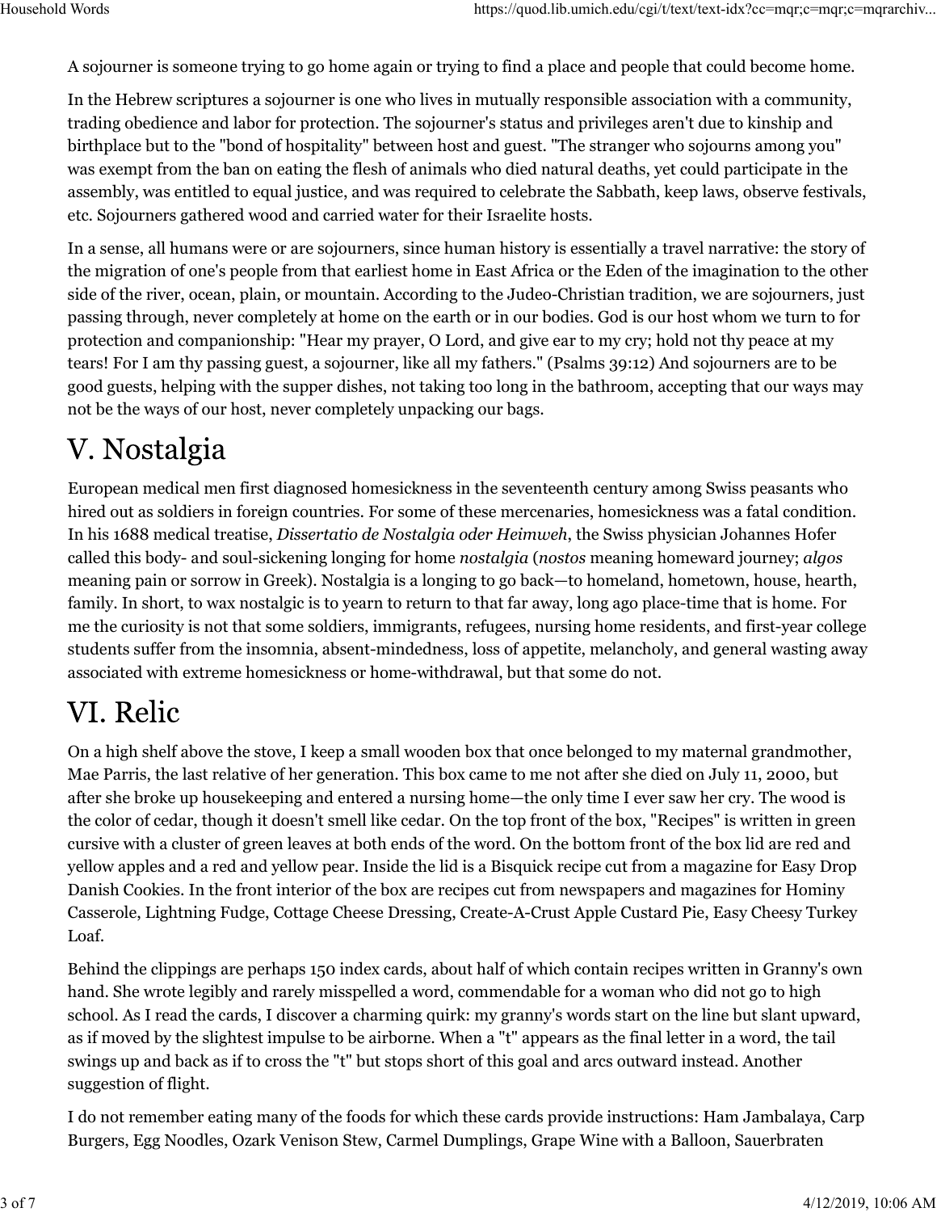A sojourner is someone trying to go home again or trying to find a place and people that could become home.

In the Hebrew scriptures a sojourner is one who lives in mutually responsible association with a community, trading obedience and labor for protection. The sojourner's status and privileges aren't due to kinship and birthplace but to the "bond of hospitality" between host and guest. "The stranger who sojourns among you" was exempt from the ban on eating the flesh of animals who died natural deaths, yet could participate in the assembly, was entitled to equal justice, and was required to celebrate the Sabbath, keep laws, observe festivals, etc. Sojourners gathered wood and carried water for their Israelite hosts.

In a sense, all humans were or are sojourners, since human history is essentially a travel narrative: the story of the migration of one's people from that earliest home in East Africa or the Eden of the imagination to the other side of the river, ocean, plain, or mountain. According to the Judeo-Christian tradition, we are sojourners, just passing through, never completely at home on the earth or in our bodies. God is our host whom we turn to for protection and companionship: "Hear my prayer, O Lord, and give ear to my cry; hold not thy peace at my tears! For I am thy passing guest, a sojourner, like all my fathers." (Psalms 39:12) And sojourners are to be good guests, helping with the supper dishes, not taking too long in the bathroom, accepting that our ways may not be the ways of our host, never completely unpacking our bags.

## V. Nostalgia

European medical men first diagnosed homesickness in the seventeenth century among Swiss peasants who hired out as soldiers in foreign countries. For some of these mercenaries, homesickness was a fatal condition. In his 1688 medical treatise, *Dissertatio de Nostalgia oder Heimweh*, the Swiss physician Johannes Hofer called this body- and soul-sickening longing for home *nostalgia* (*nostos* meaning homeward journey; *algos* meaning pain or sorrow in Greek). Nostalgia is a longing to go back—to homeland, hometown, house, hearth, family. In short, to wax nostalgic is to yearn to return to that far away, long ago place-time that is home. For me the curiosity is not that some soldiers, immigrants, refugees, nursing home residents, and first-year college students suffer from the insomnia, absent-mindedness, loss of appetite, melancholy, and general wasting away associated with extreme homesickness or home-withdrawal, but that some do not.

## VI. Relic

On a high shelf above the stove, I keep a small wooden box that once belonged to my maternal grandmother, Mae Parris, the last relative of her generation. This box came to me not after she died on July 11, 2000, but after she broke up housekeeping and entered a nursing home—the only time I ever saw her cry. The wood is the color of cedar, though it doesn't smell like cedar. On the top front of the box, "Recipes" is written in green cursive with a cluster of green leaves at both ends of the word. On the bottom front of the box lid are red and yellow apples and a red and yellow pear. Inside the lid is a Bisquick recipe cut from a magazine for Easy Drop Danish Cookies. In the front interior of the box are recipes cut from newspapers and magazines for Hominy Casserole, Lightning Fudge, Cottage Cheese Dressing, Create-A-Crust Apple Custard Pie, Easy Cheesy Turkey Loaf.

Behind the clippings are perhaps 150 index cards, about half of which contain recipes written in Granny's own hand. She wrote legibly and rarely misspelled a word, commendable for a woman who did not go to high school. As I read the cards, I discover a charming quirk: my granny's words start on the line but slant upward, as if moved by the slightest impulse to be airborne. When a "t" appears as the final letter in a word, the tail swings up and back as if to cross the "t" but stops short of this goal and arcs outward instead. Another suggestion of flight.

I do not remember eating many of the foods for which these cards provide instructions: Ham Jambalaya, Carp Burgers, Egg Noodles, Ozark Venison Stew, Carmel Dumplings, Grape Wine with a Balloon, Sauerbraten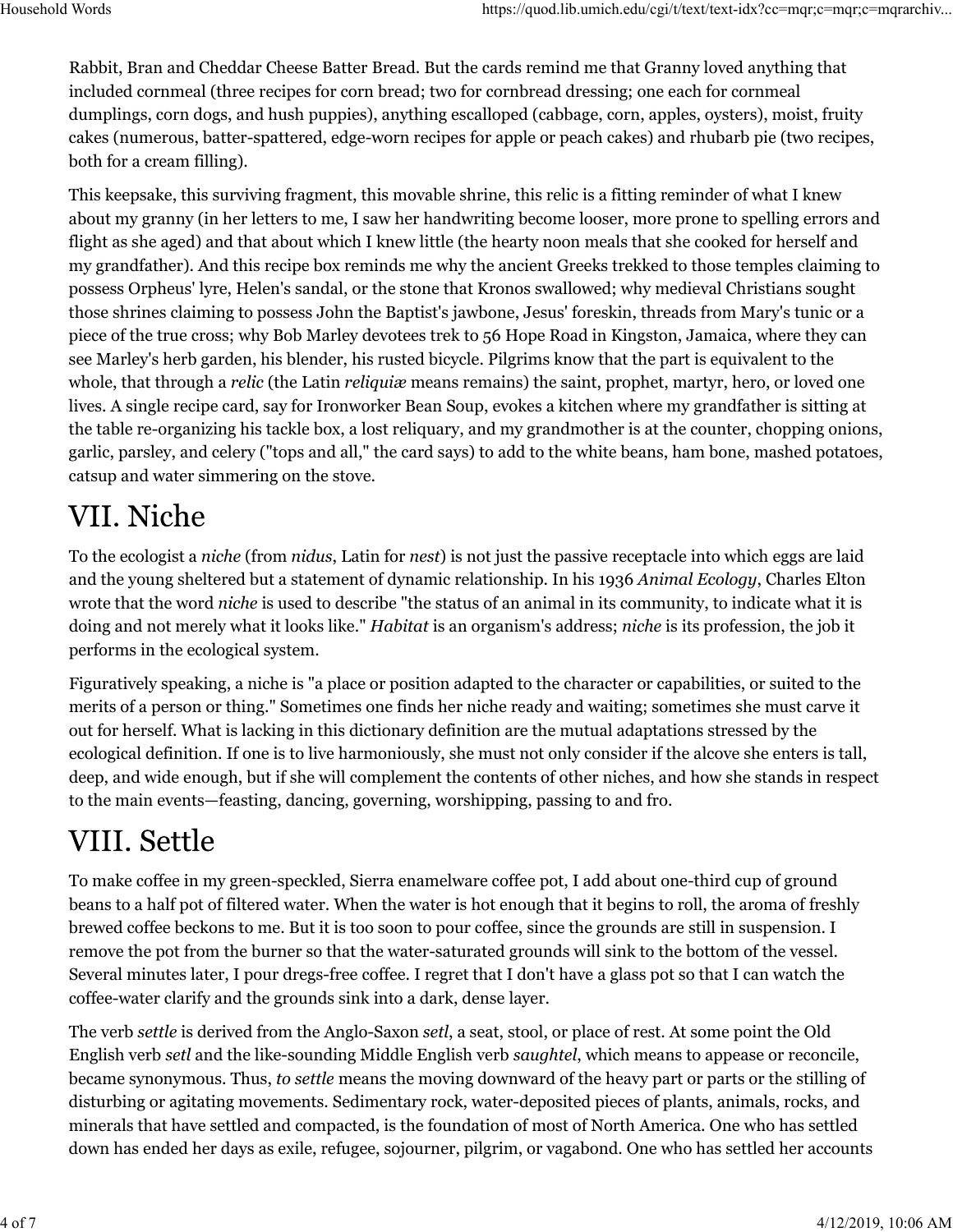Rabbit, Bran and Cheddar Cheese Batter Bread. But the cards remind me that Granny loved anything that included cornmeal (three recipes for corn bread; two for cornbread dressing; one each for cornmeal dumplings, corn dogs, and hush puppies), anything escalloped (cabbage, corn, apples, oysters), moist, fruity cakes (numerous, batter-spattered, edge-worn recipes for apple or peach cakes) and rhubarb pie (two recipes, both for a cream filling).

This keepsake, this surviving fragment, this movable shrine, this relic is a fitting reminder of what I knew about my granny (in her letters to me, I saw her handwriting become looser, more prone to spelling errors and flight as she aged) and that about which I knew little (the hearty noon meals that she cooked for herself and my grandfather). And this recipe box reminds me why the ancient Greeks trekked to those temples claiming to possess Orpheus' lyre, Helen's sandal, or the stone that Kronos swallowed; why medieval Christians sought those shrines claiming to possess John the Baptist's jawbone, Jesus' foreskin, threads from Mary's tunic or a piece of the true cross; why Bob Marley devotees trek to 56 Hope Road in Kingston, Jamaica, where they can see Marley's herb garden, his blender, his rusted bicycle. Pilgrims know that the part is equivalent to the whole, that through a *relic* (the Latin *reliquiæ* means remains) the saint, prophet, martyr, hero, or loved one lives. A single recipe card, say for Ironworker Bean Soup, evokes a kitchen where my grandfather is sitting at the table re-organizing his tackle box, a lost reliquary, and my grandmother is at the counter, chopping onions, garlic, parsley, and celery ("tops and all," the card says) to add to the white beans, ham bone, mashed potatoes, catsup and water simmering on the stove.

# VII. Niche

To the ecologist a *niche* (from *nidus*, Latin for *nest*) is not just the passive receptacle into which eggs are laid and the young sheltered but a statement of dynamic relationship. In his 1936 *Animal Ecology*, Charles Elton wrote that the word *niche* is used to describe "the status of an animal in its community, to indicate what it is doing and not merely what it looks like." *Habitat* is an organism's address; *niche* is its profession, the job it performs in the ecological system.

Figuratively speaking, a niche is "a place or position adapted to the character or capabilities, or suited to the merits of a person or thing." Sometimes one finds her niche ready and waiting; sometimes she must carve it out for herself. What is lacking in this dictionary definition are the mutual adaptations stressed by the ecological definition. If one is to live harmoniously, she must not only consider if the alcove she enters is tall, deep, and wide enough, but if she will complement the contents of other niches, and how she stands in respect to the main events—feasting, dancing, governing, worshipping, passing to and fro.

# VIII. Settle

To make coffee in my green-speckled, Sierra enamelware coffee pot, I add about one-third cup of ground beans to a half pot of filtered water. When the water is hot enough that it begins to roll, the aroma of freshly brewed coffee beckons to me. But it is too soon to pour coffee, since the grounds are still in suspension. I remove the pot from the burner so that the water-saturated grounds will sink to the bottom of the vessel. Several minutes later, I pour dregs-free coffee. I regret that I don't have a glass pot so that I can watch the coffee-water clarify and the grounds sink into a dark, dense layer.

The verb *settle* is derived from the Anglo-Saxon *setl*, a seat, stool, or place of rest. At some point the Old English verb *setl* and the like-sounding Middle English verb *saughtel*, which means to appease or reconcile, became synonymous. Thus, *to settle* means the moving downward of the heavy part or parts or the stilling of disturbing or agitating movements. Sedimentary rock, water-deposited pieces of plants, animals, rocks, and minerals that have settled and compacted, is the foundation of most of North America. One who has settled down has ended her days as exile, refugee, sojourner, pilgrim, or vagabond. One who has settled her accounts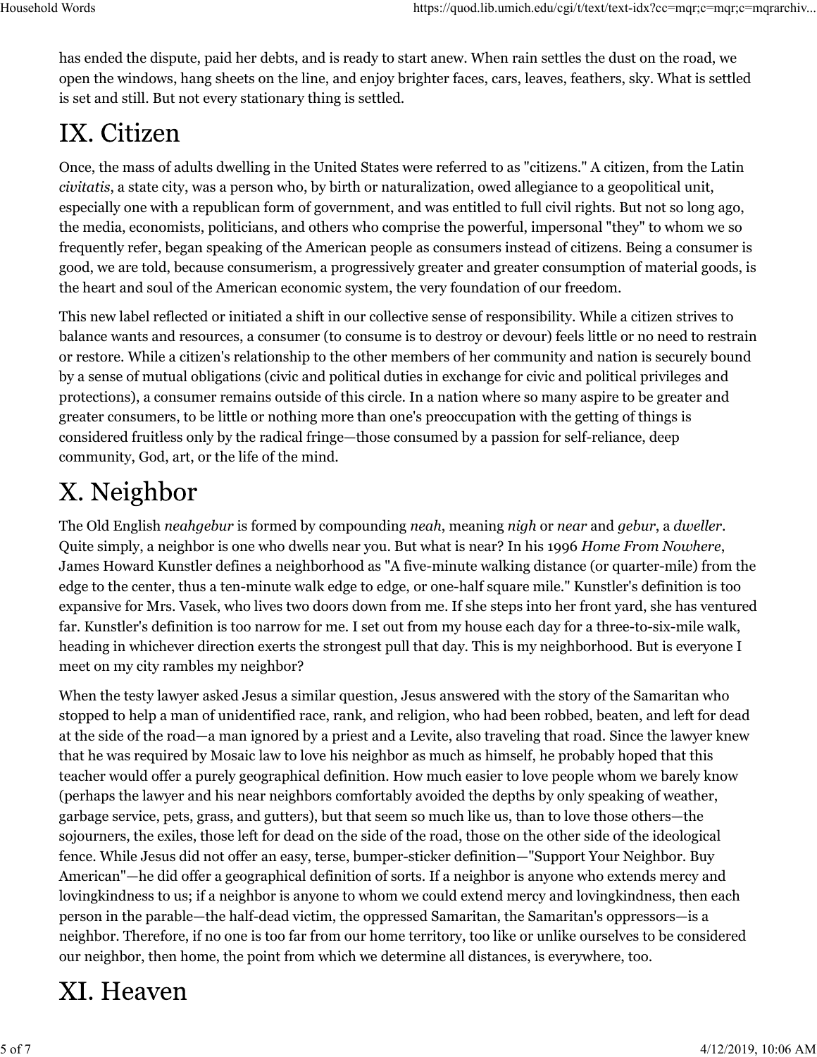has ended the dispute, paid her debts, and is ready to start anew. When rain settles the dust on the road, we open the windows, hang sheets on the line, and enjoy brighter faces, cars, leaves, feathers, sky. What is settled is set and still. But not every stationary thing is settled.

# IX. Citizen

Once, the mass of adults dwelling in the United States were referred to as "citizens." A citizen, from the Latin *civitatis*, a state city, was a person who, by birth or naturalization, owed allegiance to a geopolitical unit, especially one with a republican form of government, and was entitled to full civil rights. But not so long ago, the media, economists, politicians, and others who comprise the powerful, impersonal "they" to whom we so frequently refer, began speaking of the American people as consumers instead of citizens. Being a consumer is good, we are told, because consumerism, a progressively greater and greater consumption of material goods, is the heart and soul of the American economic system, the very foundation of our freedom.

This new label reflected or initiated a shift in our collective sense of responsibility. While a citizen strives to balance wants and resources, a consumer (to consume is to destroy or devour) feels little or no need to restrain or restore. While a citizen's relationship to the other members of her community and nation is securely bound by a sense of mutual obligations (civic and political duties in exchange for civic and political privileges and protections), a consumer remains outside of this circle. In a nation where so many aspire to be greater and greater consumers, to be little or nothing more than one's preoccupation with the getting of things is considered fruitless only by the radical fringe—those consumed by a passion for self-reliance, deep community, God, art, or the life of the mind.

# X. Neighbor

The Old English *neahgebur* is formed by compounding *neah*, meaning *nigh* or *near* and *gebur*, a *dweller*. Quite simply, a neighbor is one who dwells near you. But what is near? In his 1996 *Home From Nowhere*, James Howard Kunstler defines a neighborhood as "A five-minute walking distance (or quarter-mile) from the edge to the center, thus a ten-minute walk edge to edge, or one-half square mile." Kunstler's definition is too expansive for Mrs. Vasek, who lives two doors down from me. If she steps into her front yard, she has ventured far. Kunstler's definition is too narrow for me. I set out from my house each day for a three-to-six-mile walk, heading in whichever direction exerts the strongest pull that day. This is my neighborhood. But is everyone I meet on my city rambles my neighbor?

When the testy lawyer asked Jesus a similar question, Jesus answered with the story of the Samaritan who stopped to help a man of unidentified race, rank, and religion, who had been robbed, beaten, and left for dead at the side of the road—a man ignored by a priest and a Levite, also traveling that road. Since the lawyer knew that he was required by Mosaic law to love his neighbor as much as himself, he probably hoped that this teacher would offer a purely geographical definition. How much easier to love people whom we barely know (perhaps the lawyer and his near neighbors comfortably avoided the depths by only speaking of weather, garbage service, pets, grass, and gutters), but that seem so much like us, than to love those others—the sojourners, the exiles, those left for dead on the side of the road, those on the other side of the ideological fence. While Jesus did not offer an easy, terse, bumper-sticker definition—"Support Your Neighbor. Buy American"—he did offer a geographical definition of sorts. If a neighbor is anyone who extends mercy and lovingkindness to us; if a neighbor is anyone to whom we could extend mercy and lovingkindness, then each person in the parable—the half-dead victim, the oppressed Samaritan, the Samaritan's oppressors—is a neighbor. Therefore, if no one is too far from our home territory, too like or unlike ourselves to be considered our neighbor, then home, the point from which we determine all distances, is everywhere, too.

# XI. Heaven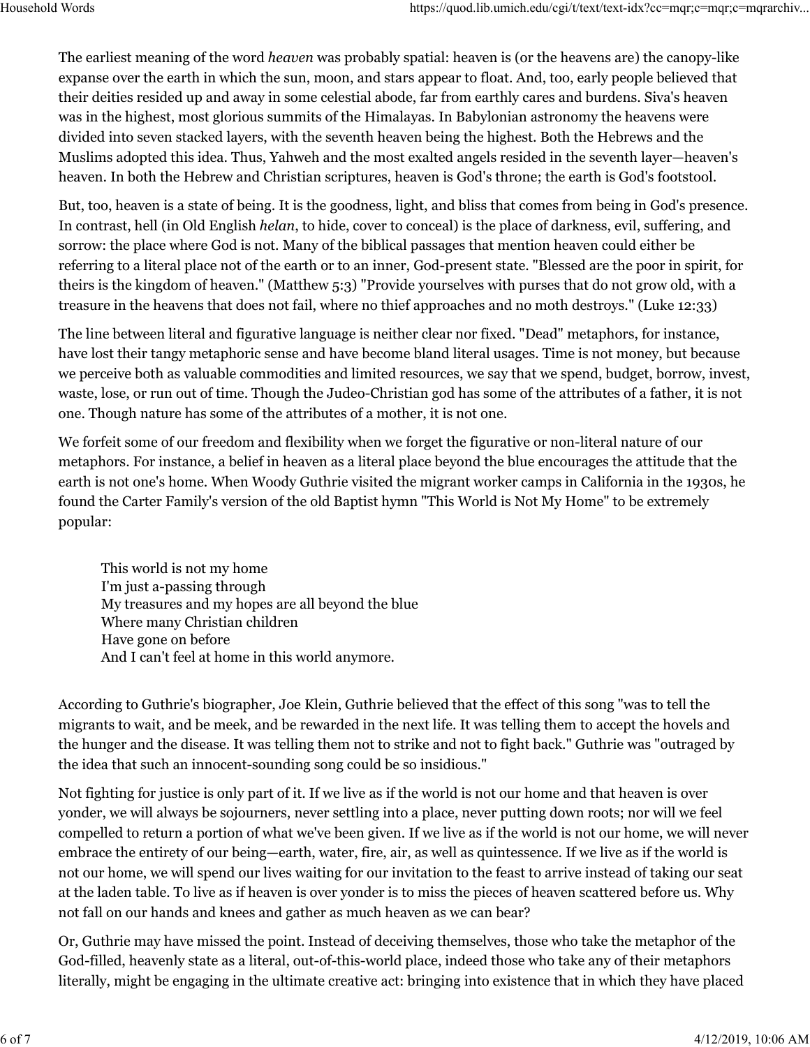The earliest meaning of the word *heaven* was probably spatial: heaven is (or the heavens are) the canopy-like expanse over the earth in which the sun, moon, and stars appear to float. And, too, early people believed that their deities resided up and away in some celestial abode, far from earthly cares and burdens. Siva's heaven was in the highest, most glorious summits of the Himalayas. In Babylonian astronomy the heavens were divided into seven stacked layers, with the seventh heaven being the highest. Both the Hebrews and the Muslims adopted this idea. Thus, Yahweh and the most exalted angels resided in the seventh layer—heaven's heaven. In both the Hebrew and Christian scriptures, heaven is God's throne; the earth is God's footstool.

But, too, heaven is a state of being. It is the goodness, light, and bliss that comes from being in God's presence. In contrast, hell (in Old English *helan*, to hide, cover to conceal) is the place of darkness, evil, suffering, and sorrow: the place where God is not. Many of the biblical passages that mention heaven could either be referring to a literal place not of the earth or to an inner, God-present state. "Blessed are the poor in spirit, for theirs is the kingdom of heaven." (Matthew 5:3) "Provide yourselves with purses that do not grow old, with a treasure in the heavens that does not fail, where no thief approaches and no moth destroys." (Luke 12:33)

The line between literal and figurative language is neither clear nor fixed. "Dead" metaphors, for instance, have lost their tangy metaphoric sense and have become bland literal usages. Time is not money, but because we perceive both as valuable commodities and limited resources, we say that we spend, budget, borrow, invest, waste, lose, or run out of time. Though the Judeo-Christian god has some of the attributes of a father, it is not one. Though nature has some of the attributes of a mother, it is not one.

We forfeit some of our freedom and flexibility when we forget the figurative or non-literal nature of our metaphors. For instance, a belief in heaven as a literal place beyond the blue encourages the attitude that the earth is not one's home. When Woody Guthrie visited the migrant worker camps in California in the 1930s, he found the Carter Family's version of the old Baptist hymn "This World is Not My Home" to be extremely popular:

> This world is not my home
> I'm just a-passing through
> My treasures and my hopes are all beyond the blue
> Where many Christian children
> Have gone on before
> And I can't feel at home in this world anymore.

According to Guthrie's biographer, Joe Klein, Guthrie believed that the effect of this song "was to tell the migrants to wait, and be meek, and be rewarded in the next life. It was telling them to accept the hovels and the hunger and the disease. It was telling them not to strike and not to fight back." Guthrie was "outraged by the idea that such an innocent-sounding song could be so insidious."

Not fighting for justice is only part of it. If we live as if the world is not our home and that heaven is over yonder, we will always be sojourners, never settling into a place, never putting down roots; nor will we feel compelled to return a portion of what we've been given. If we live as if the world is not our home, we will never embrace the entirety of our being—earth, water, fire, air, as well as quintessence. If we live as if the world is not our home, we will spend our lives waiting for our invitation to the feast to arrive instead of taking our seat at the laden table. To live as if heaven is over yonder is to miss the pieces of heaven scattered before us. Why not fall on our hands and knees and gather as much heaven as we can bear?

Or, Guthrie may have missed the point. Instead of deceiving themselves, those who take the metaphor of the God-filled, heavenly state as a literal, out-of-this-world place, indeed those who take any of their metaphors literally, might be engaging in the ultimate creative act: bringing into existence that in which they have placed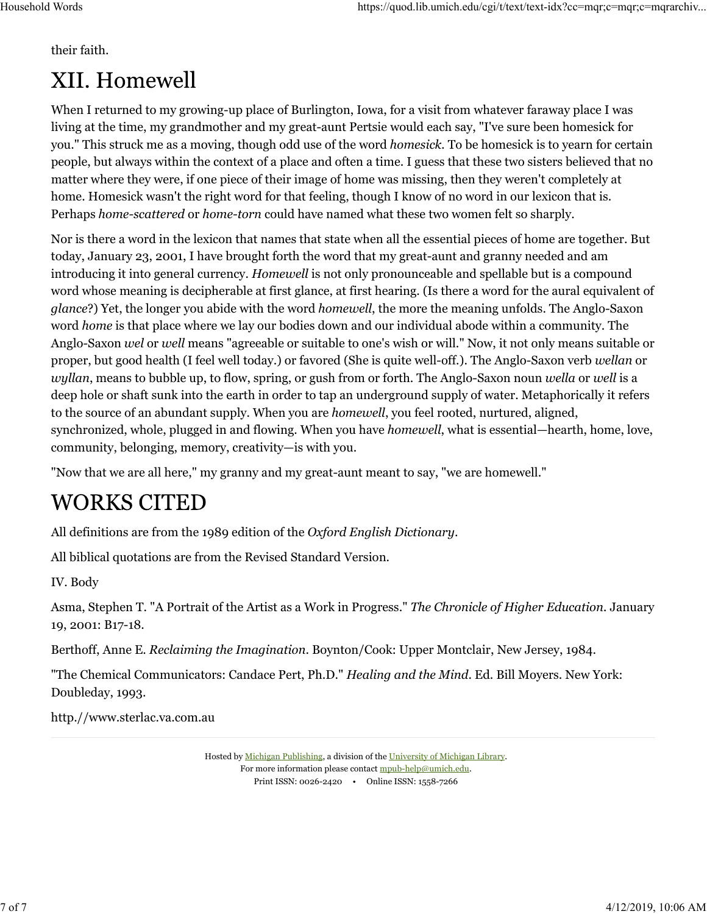their faith.

## XII. Homewell

When I returned to my growing-up place of Burlington, Iowa, for a visit from whatever faraway place I was living at the time, my grandmother and my great-aunt Pertsie would each say, "I've sure been homesick for you." This struck me as a moving, though odd use of the word *homesick*. To be homesick is to yearn for certain people, but always within the context of a place and often a time. I guess that these two sisters believed that no matter where they were, if one piece of their image of home was missing, then they weren't completely at home. Homesick wasn't the right word for that feeling, though I know of no word in our lexicon that is. Perhaps *home-scattered* or *home-torn* could have named what these two women felt so sharply.

Nor is there a word in the lexicon that names that state when all the essential pieces of home are together. But today, January 23, 2001, I have brought forth the word that my great-aunt and granny needed and am introducing it into general currency. *Homewell* is not only pronounceable and spellable but is a compound word whose meaning is decipherable at first glance, at first hearing. (Is there a word for the aural equivalent of *glance*?) Yet, the longer you abide with the word *homewell*, the more the meaning unfolds. The Anglo-Saxon word *home* is that place where we lay our bodies down and our individual abode within a community. The Anglo-Saxon *wel* or *well* means "agreeable or suitable to one's wish or will." Now, it not only means suitable or proper, but good health (I feel well today.) or favored (She is quite well-off.). The Anglo-Saxon verb *wellan* or *wyllan*, means to bubble up, to flow, spring, or gush from or forth. The Anglo-Saxon noun *wella* or *well* is a deep hole or shaft sunk into the earth in order to tap an underground supply of water. Metaphorically it refers to the source of an abundant supply. When you are *homewell*, you feel rooted, nurtured, aligned, synchronized, whole, plugged in and flowing. When you have *homewell*, what is essential—hearth, home, love, community, belonging, memory, creativity—is with you.

"Now that we are all here," my granny and my great-aunt meant to say, "we are homewell."

## WORKS CITED

All definitions are from the 1989 edition of the *Oxford English Dictionary*.

All biblical quotations are from the Revised Standard Version.

IV. Body

Asma, Stephen T. "A Portrait of the Artist as a Work in Progress." *The Chronicle of Higher Education*. January 19, 2001: B17-18.

Berthoff, Anne E. *Reclaiming the Imagination*. Boynton/Cook: Upper Montclair, New Jersey, 1984.

"The Chemical Communicators: Candace Pert, Ph.D." *Healing and the Mind*. Ed. Bill Moyers. New York: Doubleday, 1993.

http.//www.sterlac.va.com.au

Hosted by Michigan Publishing, a division of the University of Michigan Library.
For more information please contact mpub-help@umich.edu.
Print ISSN: 0026-2420 • Online ISSN: 1558-7266